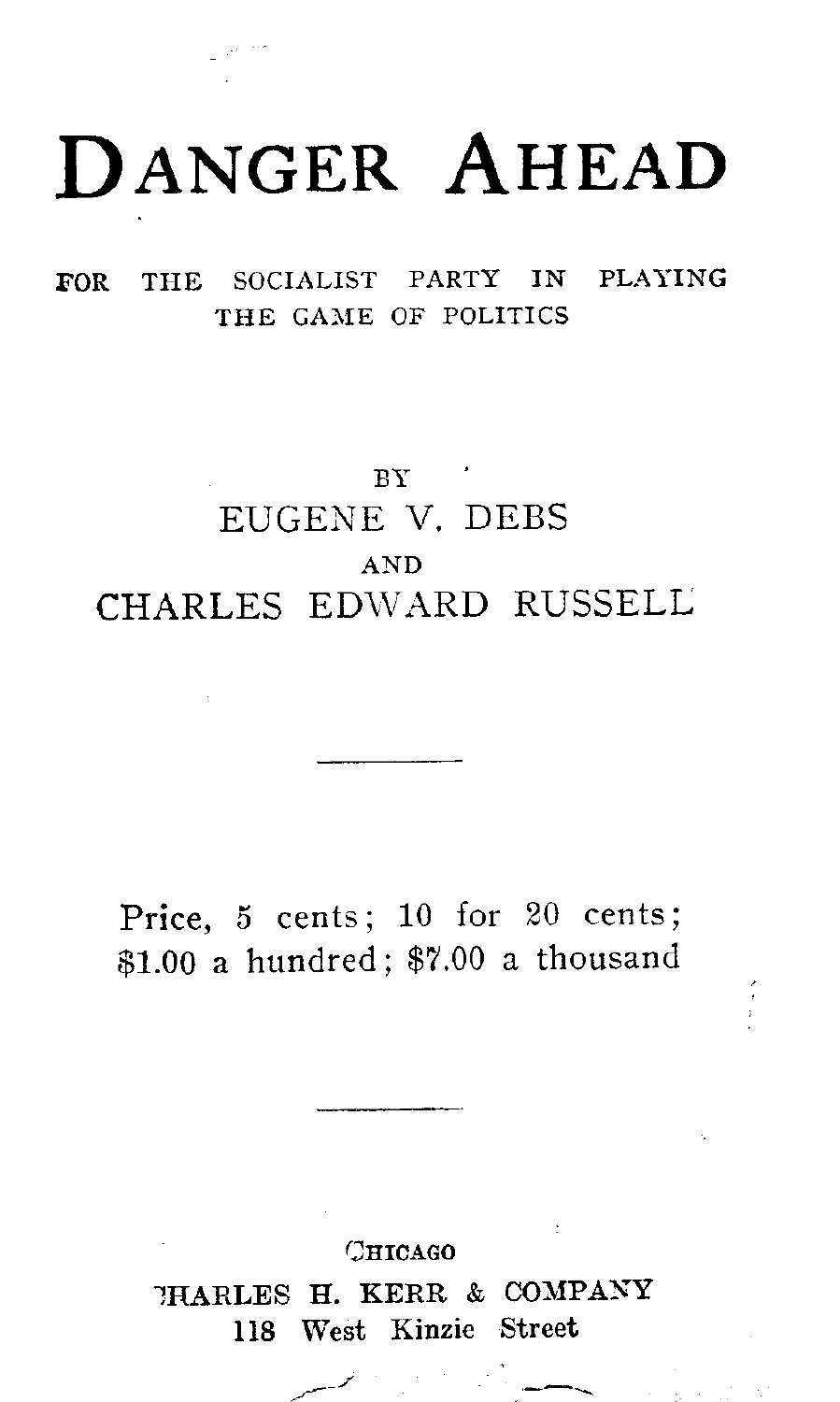# DANGER AHEAD

FOR THE SOCIALIST PARTY IN PLAYING THE GAME OF POLITICS

BY

EUGENE V. DEBS

AND

CHARLES EDWARD RUSSELL

---

Price, 5 cents; 10 for 20 cents; $1.00 a hundred; $7.00 a thousand

---

CHICAGO

CHARLES H. KERR & COMPANY

118 West Kinzie Street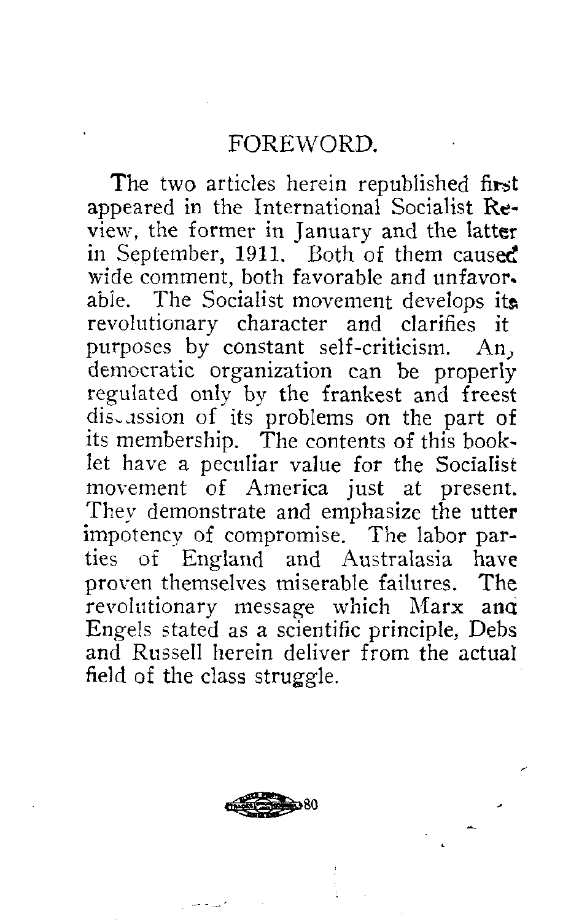# FOREWORD.

The two articles herein republished first appeared in the International Socialist Review, the former in January and the latter in September, 1911. Both of them caused wide comment, both favorable and unfavorable. The Socialist movement develops its revolutionary character and clarifies it purposes by constant self-criticism. Any democratic organization can be properly regulated only by the frankest and freest discussion of its problems on the part of its membership. The contents of this booklet have a peculiar value for the Socialist movement of America just at present. They demonstrate and emphasize the utter impotency of compromise. The labor parties of England and Australasia have proven themselves miserable failures. The revolutionary message which Marx and Engels stated as a scientific principle, Debs and Russell herein deliver from the actual field of the class struggle.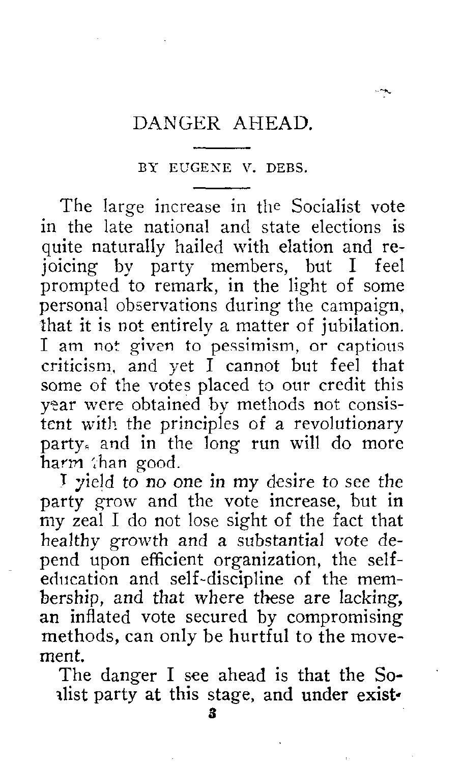# DANGER AHEAD.

BY EUGENE V. DEBS.

The large increase in the Socialist vote in the late national and state elections is quite naturally hailed with elation and rejoicing by party members, but I feel prompted to remark, in the light of some personal observations during the campaign, that it is not entirely a matter of jubilation. I am not given to pessimism, or captious criticism, and yet I cannot but feel that some of the votes placed to our credit this year were obtained by methods not consistent with the principles of a revolutionary party, and in the long run will do more harm than good.

I yield to no one in my desire to see the party grow and the vote increase, but in my zeal I do not lose sight of the fact that healthy growth and a substantial vote depend upon efficient organization, the self-education and self-discipline of the membership, and that where these are lacking, an inflated vote secured by compromising methods, can only be hurtful to the movement.

The danger I see ahead is that the Socialist party at this stage, and under exist-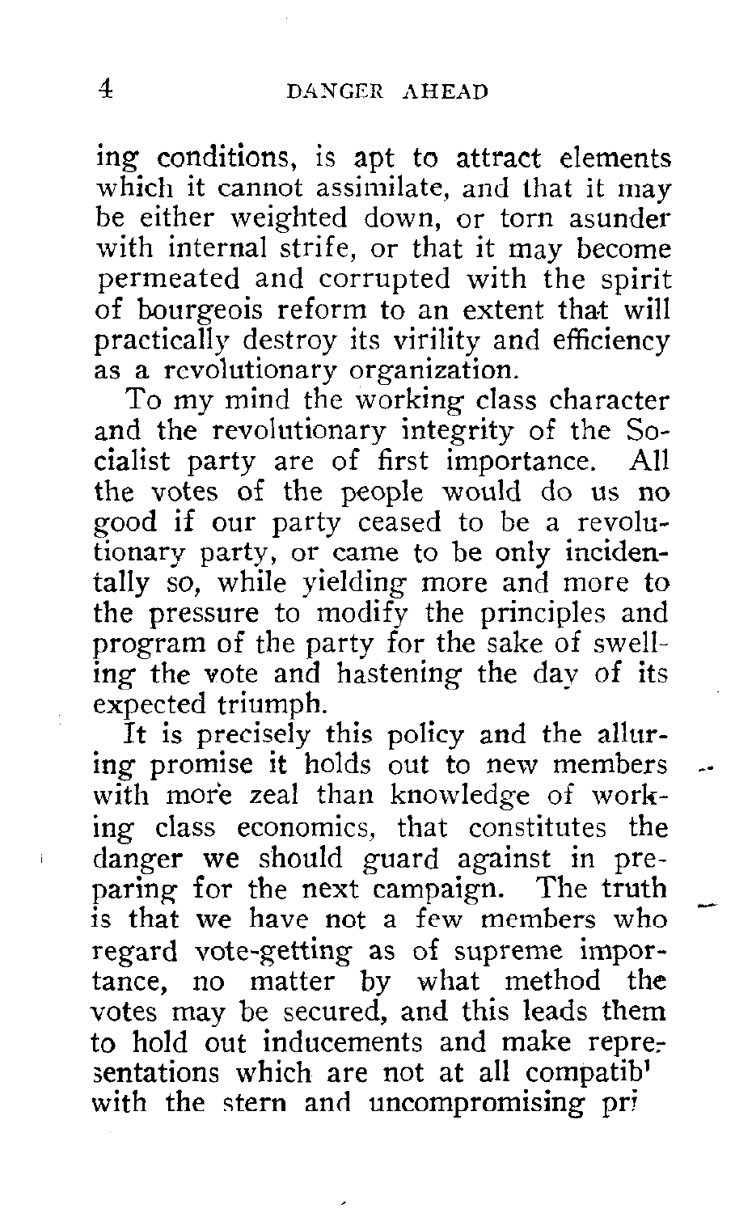ing conditions, is apt to attract elements which it cannot assimilate, and that it may be either weighted down, or torn asunder with internal strife, or that it may become permeated and corrupted with the spirit of bourgeois reform to an extent that will practically destroy its virility and efficiency as a revolutionary organization.

To my mind the working class character and the revolutionary integrity of the Socialist party are of first importance. All the votes of the people would do us no good if our party ceased to be a revolutionary party, or came to be only incidentally so, while yielding more and more to the pressure to modify the principles and program of the party for the sake of swelling the vote and hastening the day of its expected triumph.

It is precisely this policy and the alluring promise it holds out to new members with more zeal than knowledge of working class economics, that constitutes the danger we should guard against in preparing for the next campaign. The truth is that we have not a few members who regard vote-getting as of supreme importance, no matter by what method the votes may be secured, and this leads them to hold out inducements and make representations which are not at all compatib' with the stern and uncompromising pr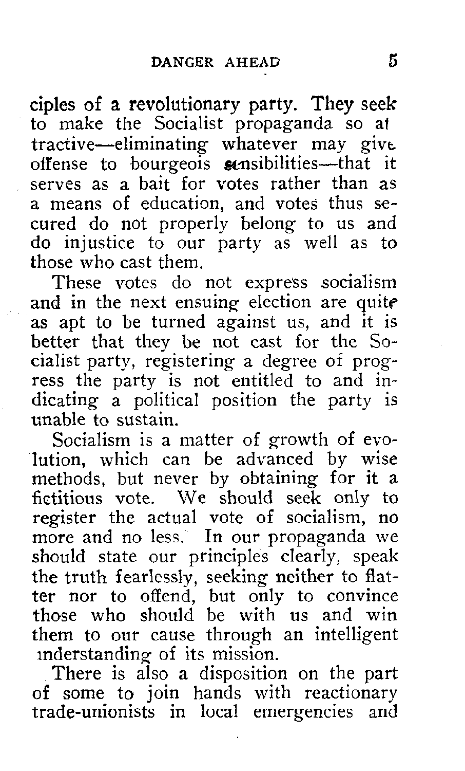ciples of a revolutionary party. They seek to make the Socialist propaganda so attractive—eliminating whatever may give offense to bourgeois sensibilities—that it serves as a bait for votes rather than as a means of education, and votes thus secured do not properly belong to us and do injustice to our party as well as to those who cast them.

These votes do not express socialism and in the next ensuing election are quite as apt to be turned against us, and it is better that they be not cast for the Socialist party, registering a degree of progress the party is not entitled to and indicating a political position the party is unable to sustain.

Socialism is a matter of growth of evolution, which can be advanced by wise methods, but never by obtaining for it a fictitious vote. We should seek only to register the actual vote of socialism, no more and no less. In our propaganda we should state our principles clearly, speak the truth fearlessly, seeking neither to flatter nor to offend, but only to convince those who should be with us and win them to our cause through an intelligent understanding of its mission.

There is also a disposition on the part of some to join hands with reactionary trade-unionists in local emergencies and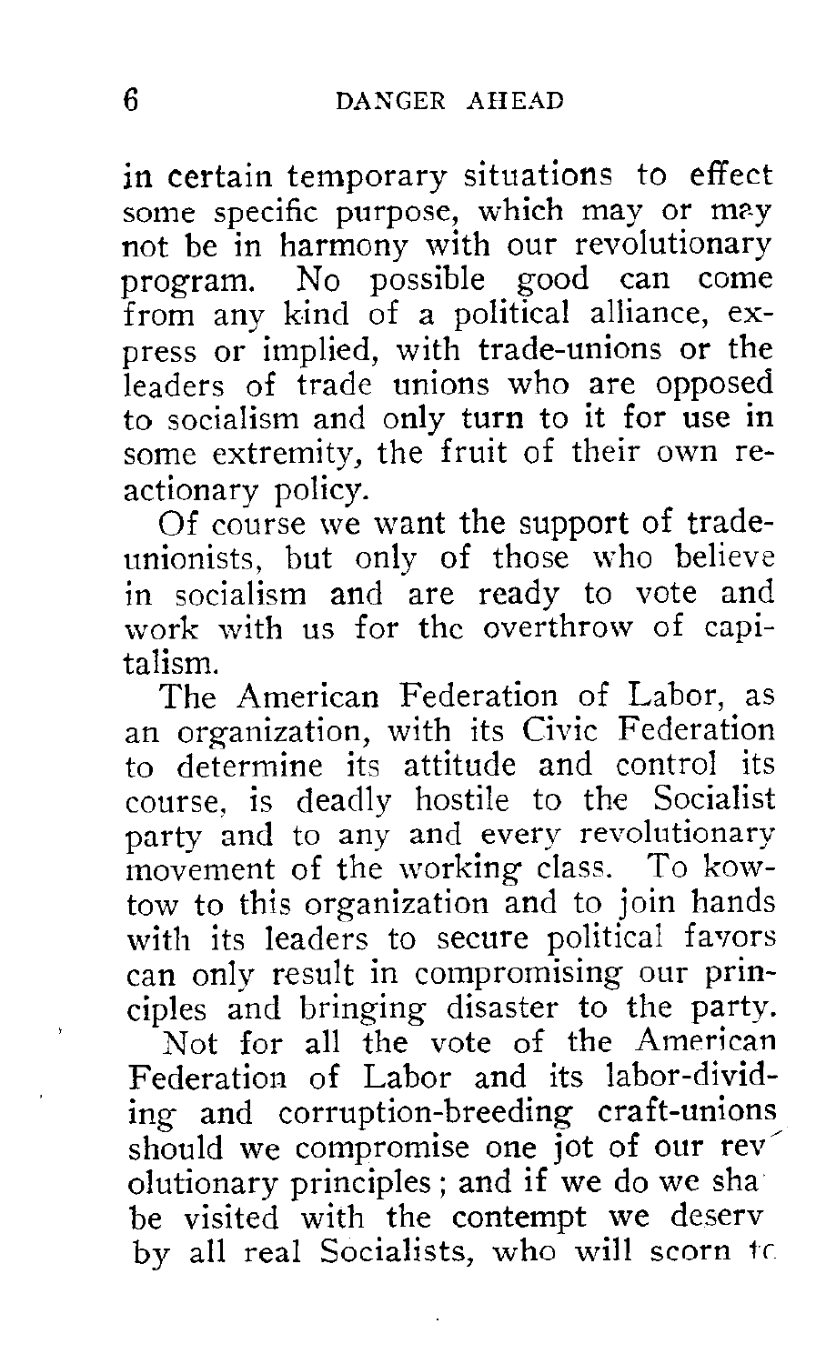in certain temporary situations to effect some specific purpose, which may or may not be in harmony with our revolutionary program. No possible good can come from any kind of a political alliance, express or implied, with trade-unions or the leaders of trade unions who are opposed to socialism and only turn to it for use in some extremity, the fruit of their own reactionary policy.

Of course we want the support of trade-unionists, but only of those who believe in socialism and are ready to vote and work with us for the overthrow of capitalism.

The American Federation of Labor, as an organization, with its Civic Federation to determine its attitude and control its course, is deadly hostile to the Socialist party and to any and every revolutionary movement of the working class. To kowtow to this organization and to join hands with its leaders to secure political favors can only result in compromising our principles and bringing disaster to the party.

Not for all the vote of the American Federation of Labor and its labor-dividing and corruption-breeding craft-unions should we compromise one jot of our revolutionary principles; and if we do we sha be visited with the contempt we deserv by all real Socialists, who will scorn tc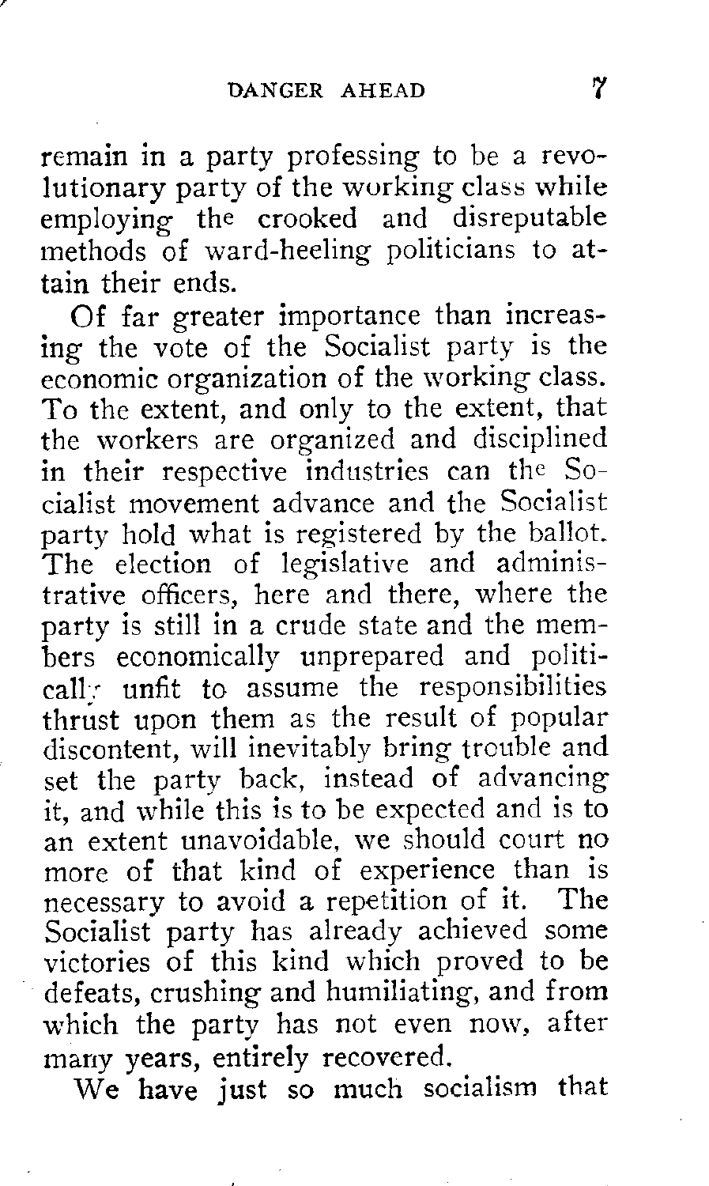remain in a party professing to be a revolutionary party of the working class while employing the crooked and disreputable methods of ward-heeling politicians to attain their ends.

Of far greater importance than increasing the vote of the Socialist party is the economic organization of the working class. To the extent, and only to the extent, that the workers are organized and disciplined in their respective industries can the Socialist movement advance and the Socialist party hold what is registered by the ballot. The election of legislative and administrative officers, here and there, where the party is still in a crude state and the members economically unprepared and politically unfit to assume the responsibilities thrust upon them as the result of popular discontent, will inevitably bring trouble and set the party back, instead of advancing it, and while this is to be expected and is to an extent unavoidable, we should court no more of that kind of experience than is necessary to avoid a repetition of it. The Socialist party has already achieved some victories of this kind which proved to be defeats, crushing and humiliating, and from which the party has not even now, after many years, entirely recovered.

We have just so much socialism that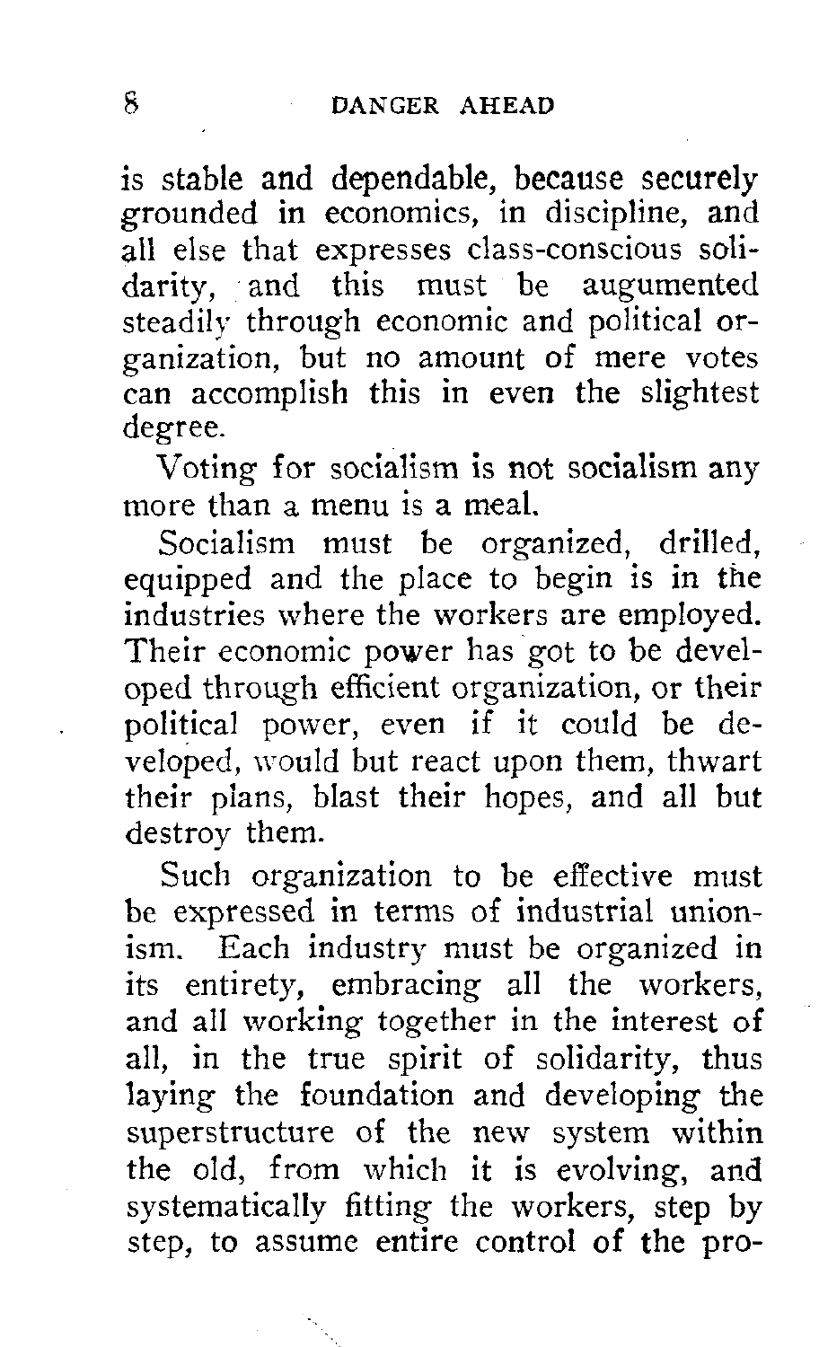is stable and dependable, because securely grounded in economics, in discipline, and all else that expresses class-conscious solidarity, and this must be augumented steadily through economic and political organization, but no amount of mere votes can accomplish this in even the slightest degree.

Voting for socialism is not socialism any more than a menu is a meal.

Socialism must be organized, drilled, equipped and the place to begin is in the industries where the workers are employed. Their economic power has got to be developed through efficient organization, or their political power, even if it could be developed, would but react upon them, thwart their plans, blast their hopes, and all but destroy them.

Such organization to be effective must be expressed in terms of industrial unionism. Each industry must be organized in its entirety, embracing all the workers, and all working together in the interest of all, in the true spirit of solidarity, thus laying the foundation and developing the superstructure of the new system within the old, from which it is evolving, and systematically fitting the workers, step by step, to assume entire control of the pro-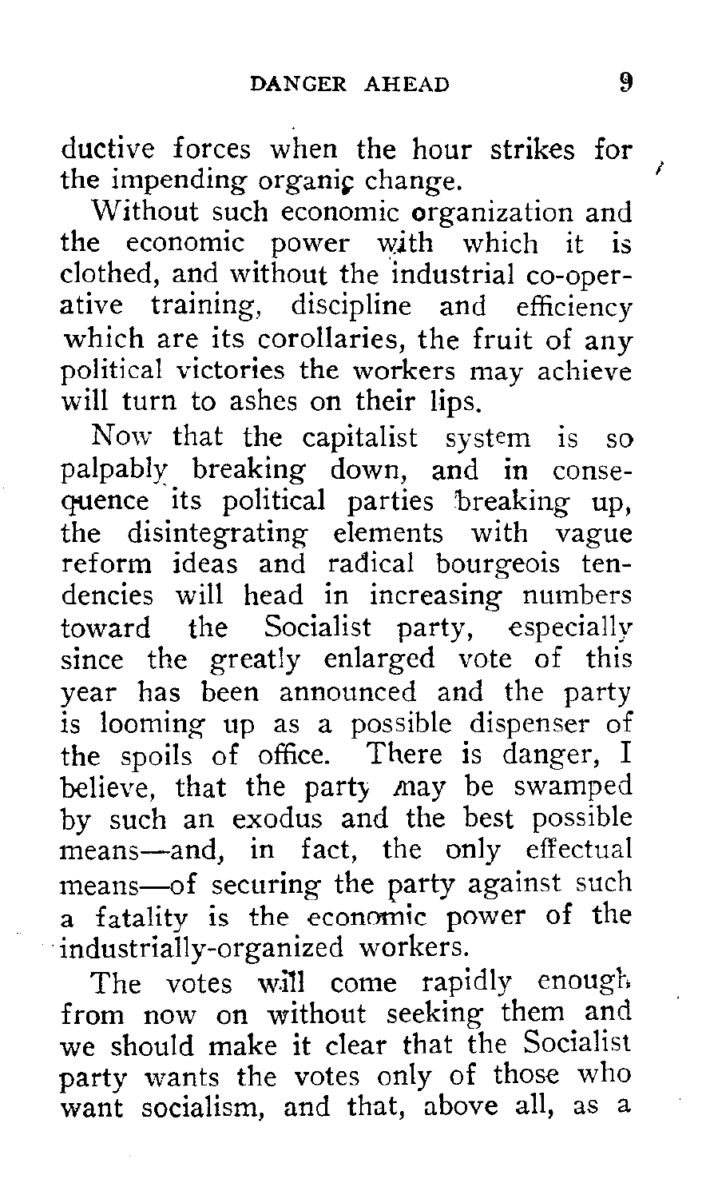ductive forces when the hour strikes for the impending organic change.

Without such economic organization and the economic power with which it is clothed, and without the industrial co-operative training, discipline and efficiency which are its corollaries, the fruit of any political victories the workers may achieve will turn to ashes on their lips.

Now that the capitalist system is so palpably breaking down, and in consequence its political parties breaking up, the disintegrating elements with vague reform ideas and radical bourgeois tendencies will head in increasing numbers toward the Socialist party, especially since the greatly enlarged vote of this year has been announced and the party is looming up as a possible dispenser of the spoils of office. There is danger, I believe, that the party may be swamped by such an exodus and the best possible means—and, in fact, the only effectual means—of securing the party against such a fatality is the economic power of the industrially-organized workers.

The votes will come rapidly enough from now on without seeking them and we should make it clear that the Socialist party wants the votes only of those who want socialism, and that, above all, as a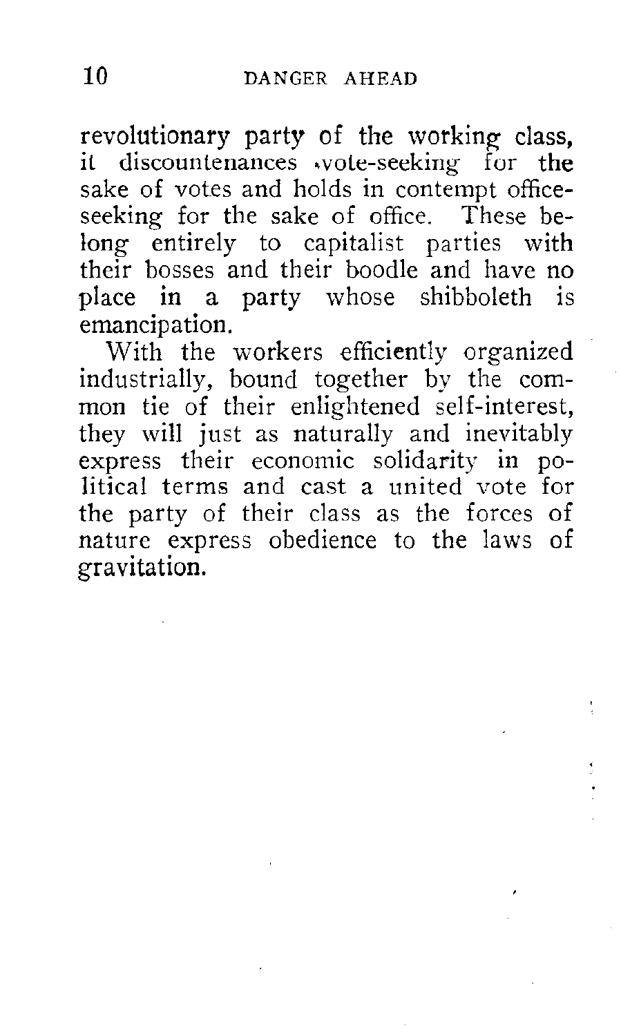revolutionary party of the working class, it discountenances vote-seeking for the sake of votes and holds in contempt office-seeking for the sake of office. These belong entirely to capitalist parties with their bosses and their boodle and have no place in a party whose shibboleth is emancipation.

With the workers efficiently organized industrially, bound together by the common tie of their enlightened self-interest, they will just as naturally and inevitably express their economic solidarity in political terms and cast a united vote for the party of their class as the forces of nature express obedience to the laws of gravitation.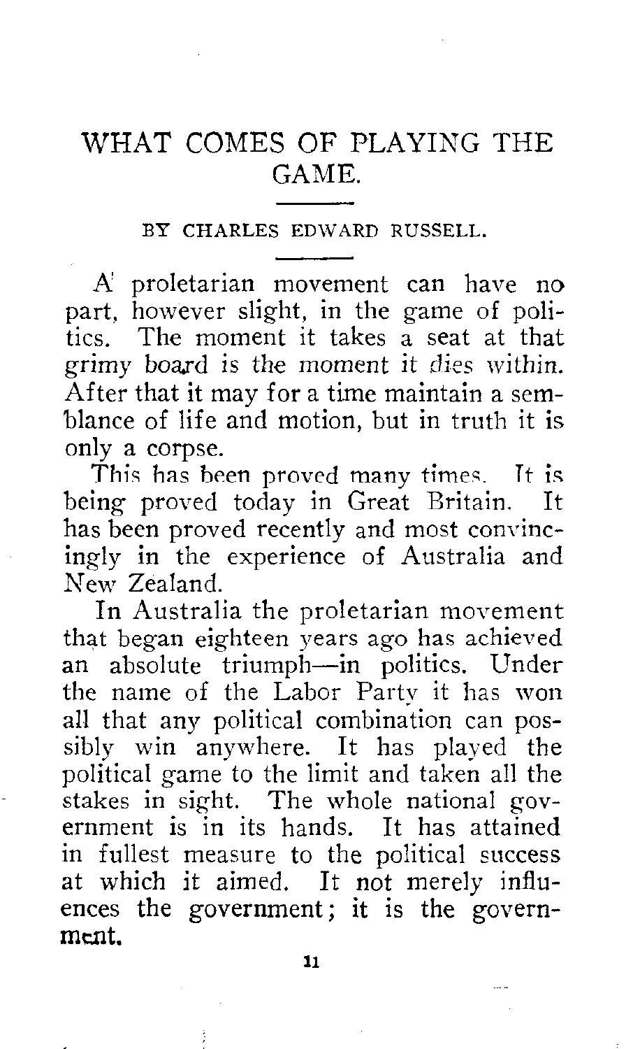# WHAT COMES OF PLAYING THE GAME.

BY CHARLES EDWARD RUSSELL.

A proletarian movement can have no part, however slight, in the game of politics. The moment it takes a seat at that grimy board is the moment it dies within. After that it may for a time maintain a semblance of life and motion, but in truth it is only a corpse.

This has been proved many times. It is being proved today in Great Britain. It has been proved recently and most convincingly in the experience of Australia and New Zealand.

In Australia the proletarian movement that began eighteen years ago has achieved an absolute triumph—in politics. Under the name of the Labor Party it has won all that any political combination can possibly win anywhere. It has played the political game to the limit and taken all the stakes in sight. The whole national government is in its hands. It has attained in fullest measure to the political success at which it aimed. It not merely influences the government; it is the government.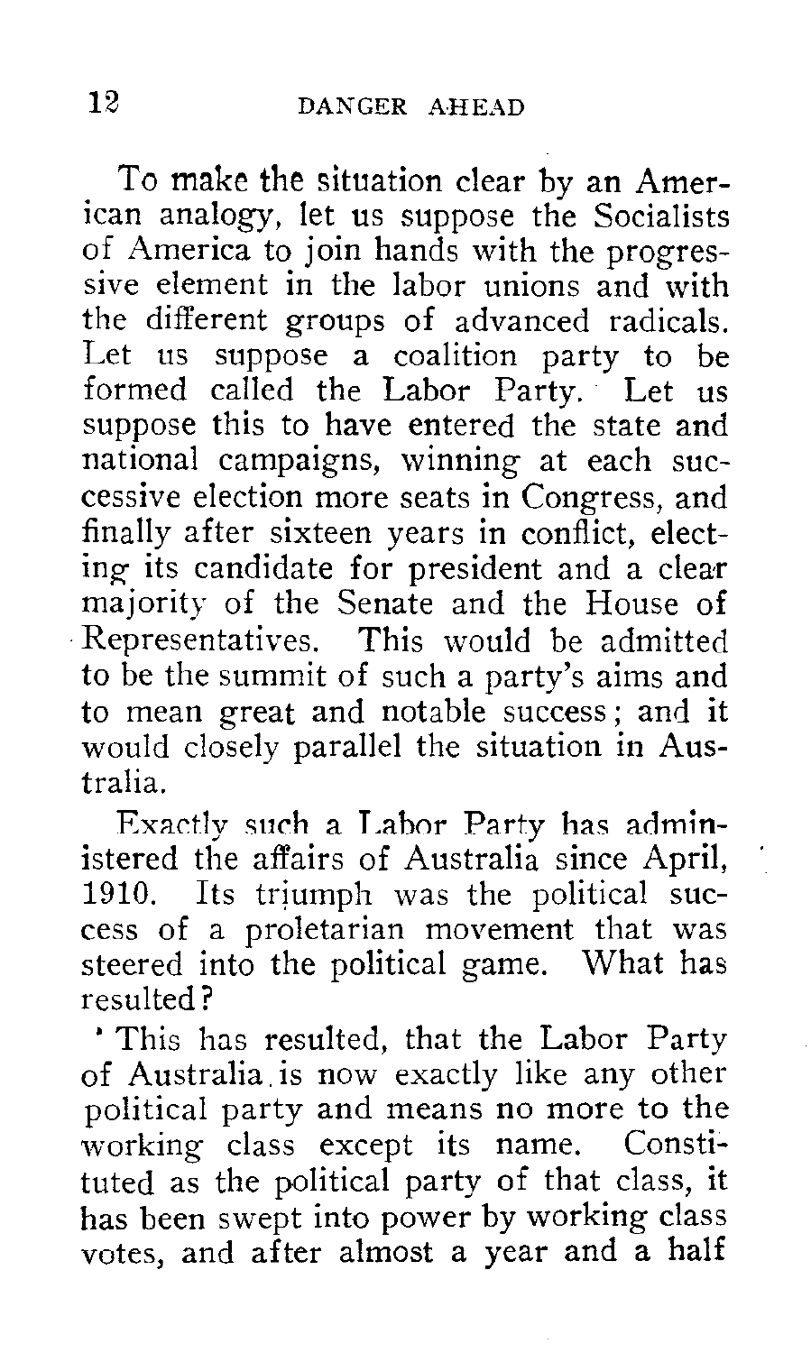To make the situation clear by an American analogy, let us suppose the Socialists of America to join hands with the progressive element in the labor unions and with the different groups of advanced radicals. Let us suppose a coalition party to be formed called the Labor Party. Let us suppose this to have entered the state and national campaigns, winning at each successive election more seats in Congress, and finally after sixteen years in conflict, electing its candidate for president and a clear majority of the Senate and the House of Representatives. This would be admitted to be the summit of such a party's aims and to mean great and notable success; and it would closely parallel the situation in Australia.

Exactly such a Labor Party has administered the affairs of Australia since April, 1910. Its triumph was the political success of a proletarian movement that was steered into the political game. What has resulted?

This has resulted, that the Labor Party of Australia is now exactly like any other political party and means no more to the working class except its name. Constituted as the political party of that class, it has been swept into power by working class votes, and after almost a year and a half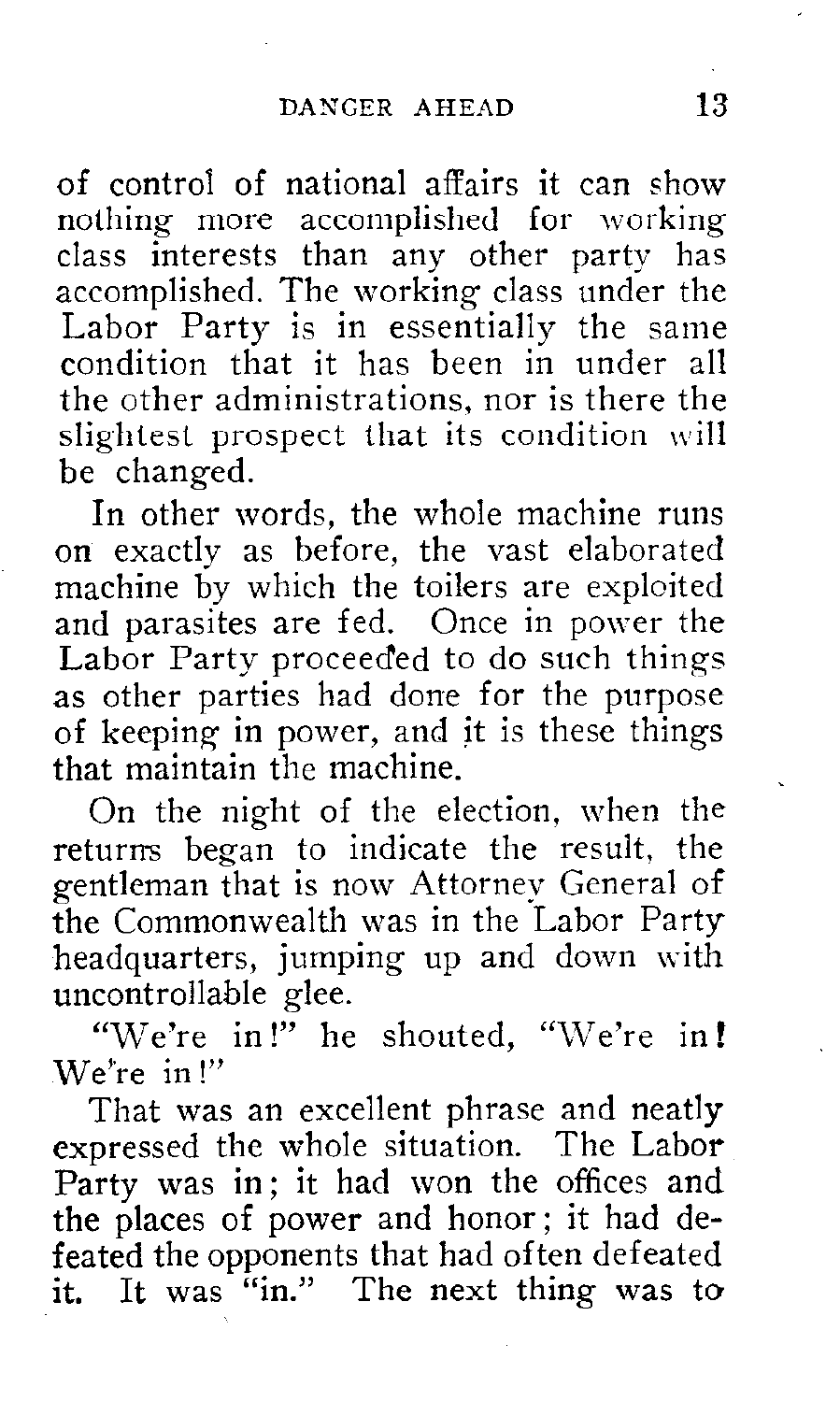of control of national affairs it can show nothing more accomplished for working class interests than any other party has accomplished. The working class under the Labor Party is in essentially the same condition that it has been in under all the other administrations, nor is there the slightest prospect that its condition will be changed.

In other words, the whole machine runs on exactly as before, the vast elaborated machine by which the toilers are exploited and parasites are fed. Once in power the Labor Party proceeded to do such things as other parties had done for the purpose of keeping in power, and it is these things that maintain the machine.

On the night of the election, when the returns began to indicate the result, the gentleman that is now Attorney General of the Commonwealth was in the Labor Party headquarters, jumping up and down with uncontrollable glee.

"We're in!" he shouted, "We're in! We're in!"

That was an excellent phrase and neatly expressed the whole situation. The Labor Party was in; it had won the offices and the places of power and honor; it had defeated the opponents that had often defeated it. It was "in." The next thing was to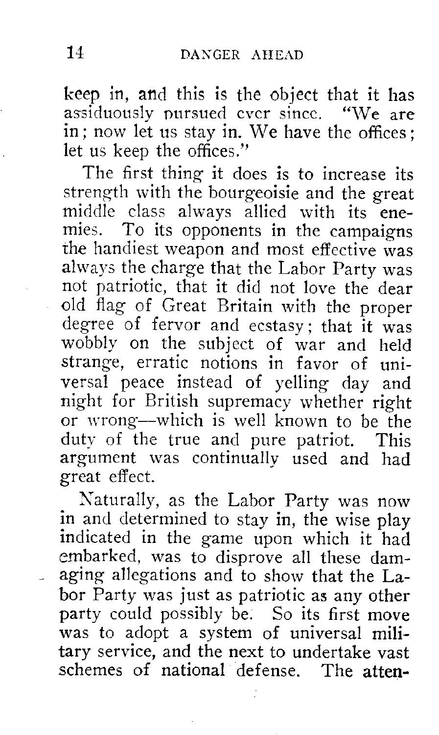keep in, and this is the object that it has assiduously pursued ever since. "We are in; now let us stay in. We have the offices; let us keep the offices."

The first thing it does is to increase its strength with the bourgeoisie and the great middle class always allied with its enemies. To its opponents in the campaigns the handiest weapon and most effective was always the charge that the Labor Party was not patriotic, that it did not love the dear old flag of Great Britain with the proper degree of fervor and ecstasy; that it was wobbly on the subject of war and held strange, erratic notions in favor of universal peace instead of yelling day and night for British supremacy whether right or wrong—which is well known to be the duty of the true and pure patriot. This argument was continually used and had great effect.

Naturally, as the Labor Party was now in and determined to stay in, the wise play indicated in the game upon which it had embarked, was to disprove all these damaging allegations and to show that the Labor Party was just as patriotic as any other party could possibly be. So its first move was to adopt a system of universal military service, and the next to undertake vast schemes of national defense. The atten-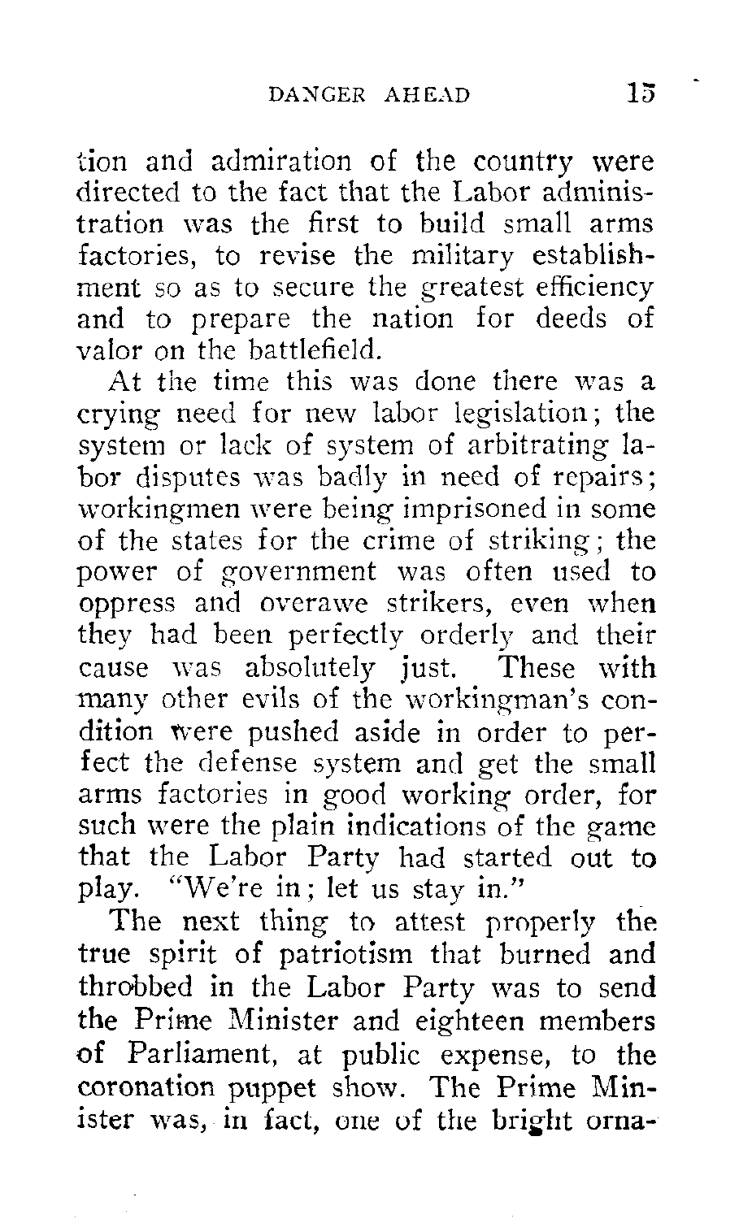tion and admiration of the country were directed to the fact that the Labor administration was the first to build small arms factories, to revise the military establishment so as to secure the greatest efficiency and to prepare the nation for deeds of valor on the battlefield.

At the time this was done there was a crying need for new labor legislation; the system or lack of system of arbitrating labor disputes was badly in need of repairs; workingmen were being imprisoned in some of the states for the crime of striking; the power of government was often used to oppress and overawe strikers, even when they had been perfectly orderly and their cause was absolutely just. These with many other evils of the workingman's condition were pushed aside in order to perfect the defense system and get the small arms factories in good working order, for such were the plain indications of the game that the Labor Party had started out to play. "We're in; let us stay in."

The next thing to attest properly the true spirit of patriotism that burned and throbbed in the Labor Party was to send the Prime Minister and eighteen members of Parliament, at public expense, to the coronation puppet show. The Prime Minister was, in fact, one of the bright orna-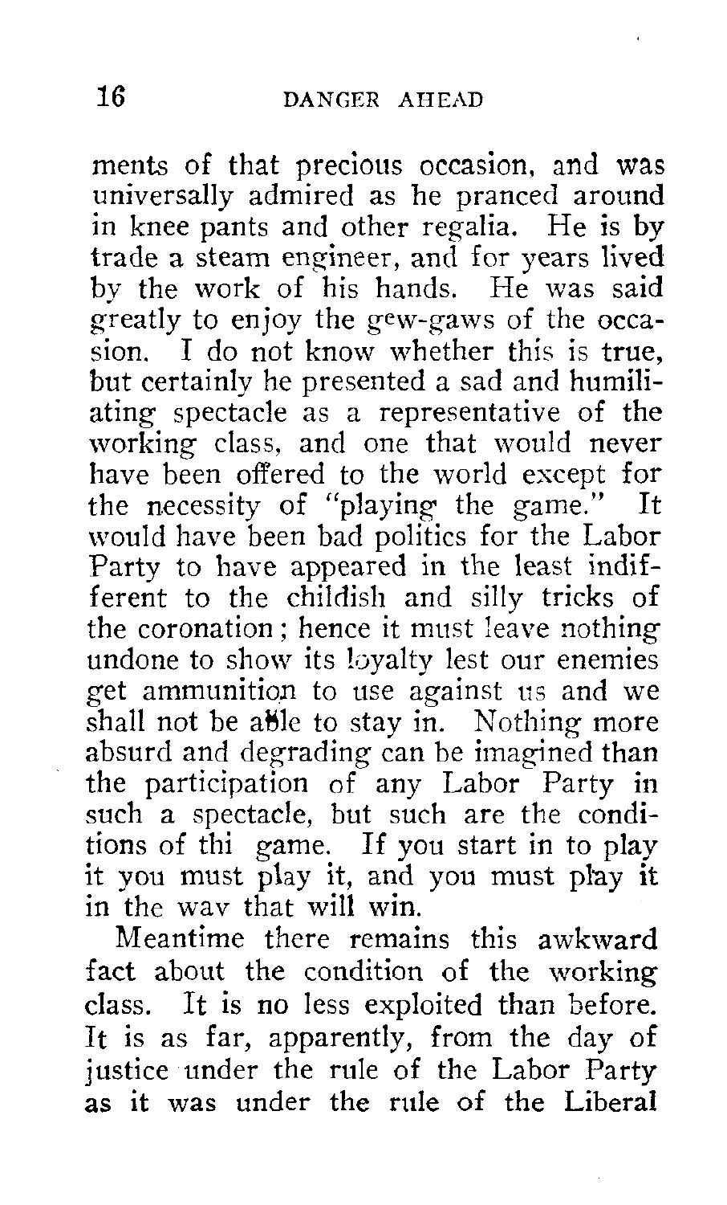ments of that precious occasion, and was universally admired as he pranced around in knee pants and other regalia. He is by trade a steam engineer, and for years lived by the work of his hands. He was said greatly to enjoy the gew-gaws of the occasion. I do not know whether this is true, but certainly he presented a sad and humiliating spectacle as a representative of the working class, and one that would never have been offered to the world except for the necessity of "playing the game." It would have been bad politics for the Labor Party to have appeared in the least indifferent to the childish and silly tricks of the coronation; hence it must leave nothing undone to show its loyalty lest our enemies get ammunition to use against us and we shall not be able to stay in. Nothing more absurd and degrading can be imagined than the participation of any Labor Party in such a spectacle, but such are the conditions of thi game. If you start in to play it you must play it, and you must play it in the wav that will win.

Meantime there remains this awkward fact about the condition of the working class. It is no less exploited than before. It is as far, apparently, from the day of justice under the rule of the Labor Party as it was under the rule of the Liberal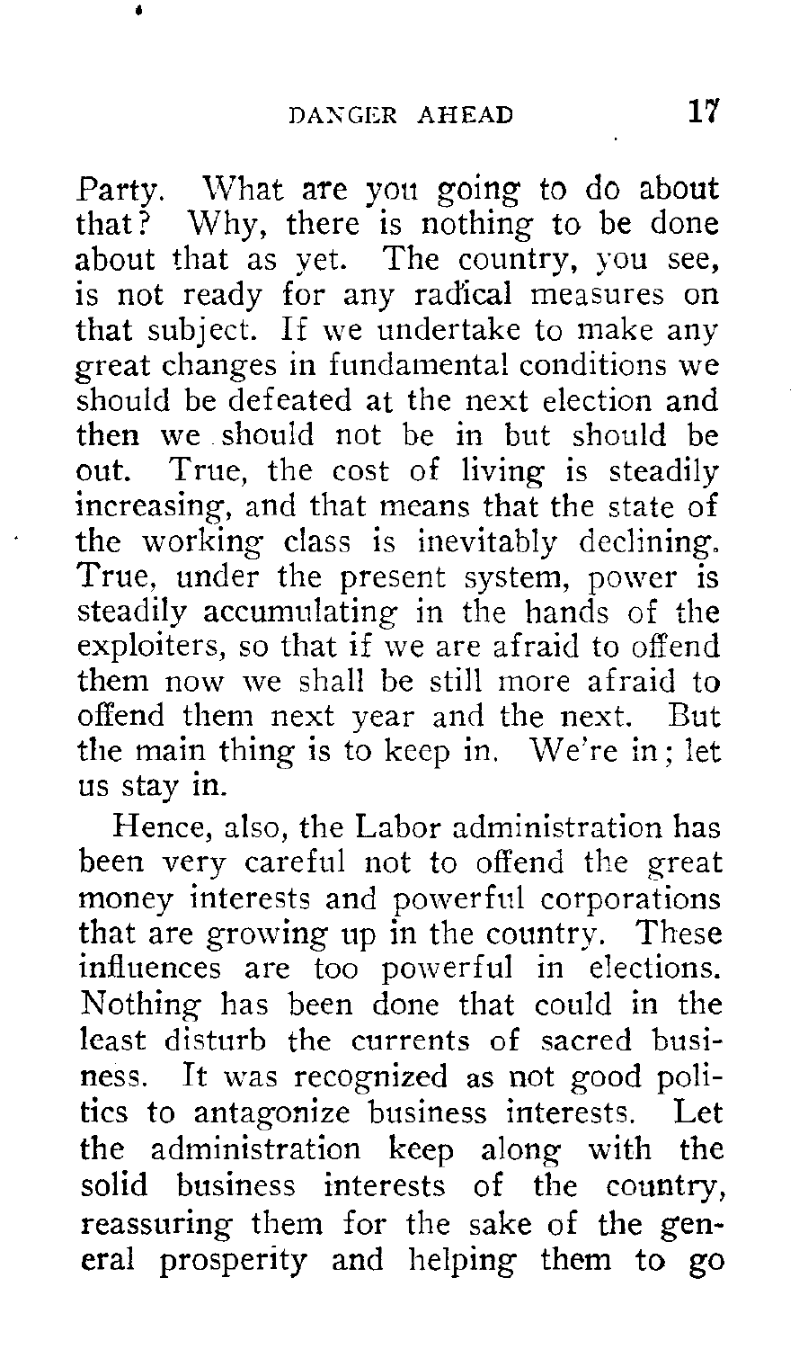Party. What are you going to do about that? Why, there is nothing to be done about that as yet. The country, you see, is not ready for any radical measures on that subject. If we undertake to make any great changes in fundamental conditions we should be defeated at the next election and then we should not be in but should be out. True, the cost of living is steadily increasing, and that means that the state of the working class is inevitably declining. True, under the present system, power is steadily accumulating in the hands of the exploiters, so that if we are afraid to offend them now we shall be still more afraid to offend them next year and the next. But the main thing is to keep in. We're in; let us stay in.

Hence, also, the Labor administration has been very careful not to offend the great money interests and powerful corporations that are growing up in the country. These influences are too powerful in elections. Nothing has been done that could in the least disturb the currents of sacred business. It was recognized as not good politics to antagonize business interests. Let the administration keep along with the solid business interests of the country, reassuring them for the sake of the general prosperity and helping them to go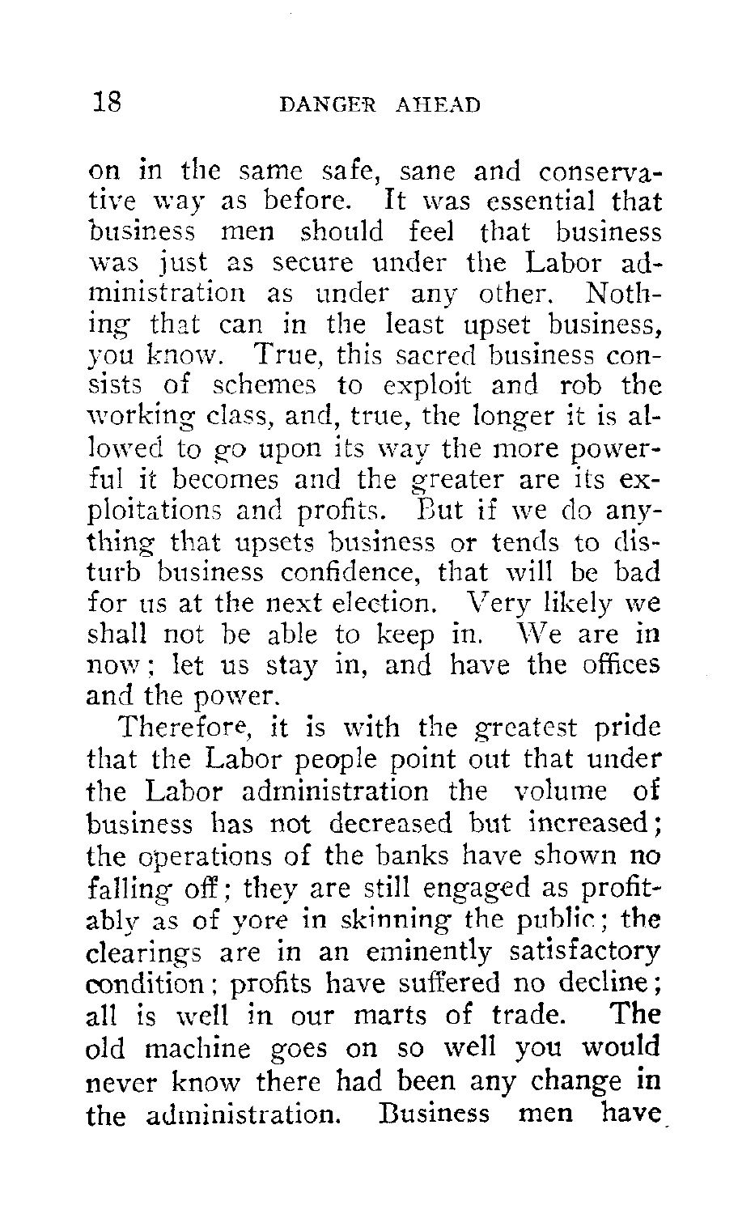on in the same safe, sane and conservative way as before. It was essential that business men should feel that business was just as secure under the Labor administration as under any other. Nothing that can in the least upset business, you know. True, this sacred business consists of schemes to exploit and rob the working class, and, true, the longer it is allowed to go upon its way the more powerful it becomes and the greater are its exploitations and profits. But if we do anything that upsets business or tends to disturb business confidence, that will be bad for us at the next election. Very likely we shall not be able to keep in. We are in now; let us stay in, and have the offices and the power.

Therefore, it is with the greatest pride that the Labor people point out that under the Labor administration the volume of business has not decreased but increased; the operations of the banks have shown no falling off; they are still engaged as profitably as of yore in skinning the public; the clearings are in an eminently satisfactory condition; profits have suffered no decline; all is well in our marts of trade. The old machine goes on so well you would never know there had been any change in the administration. Business men have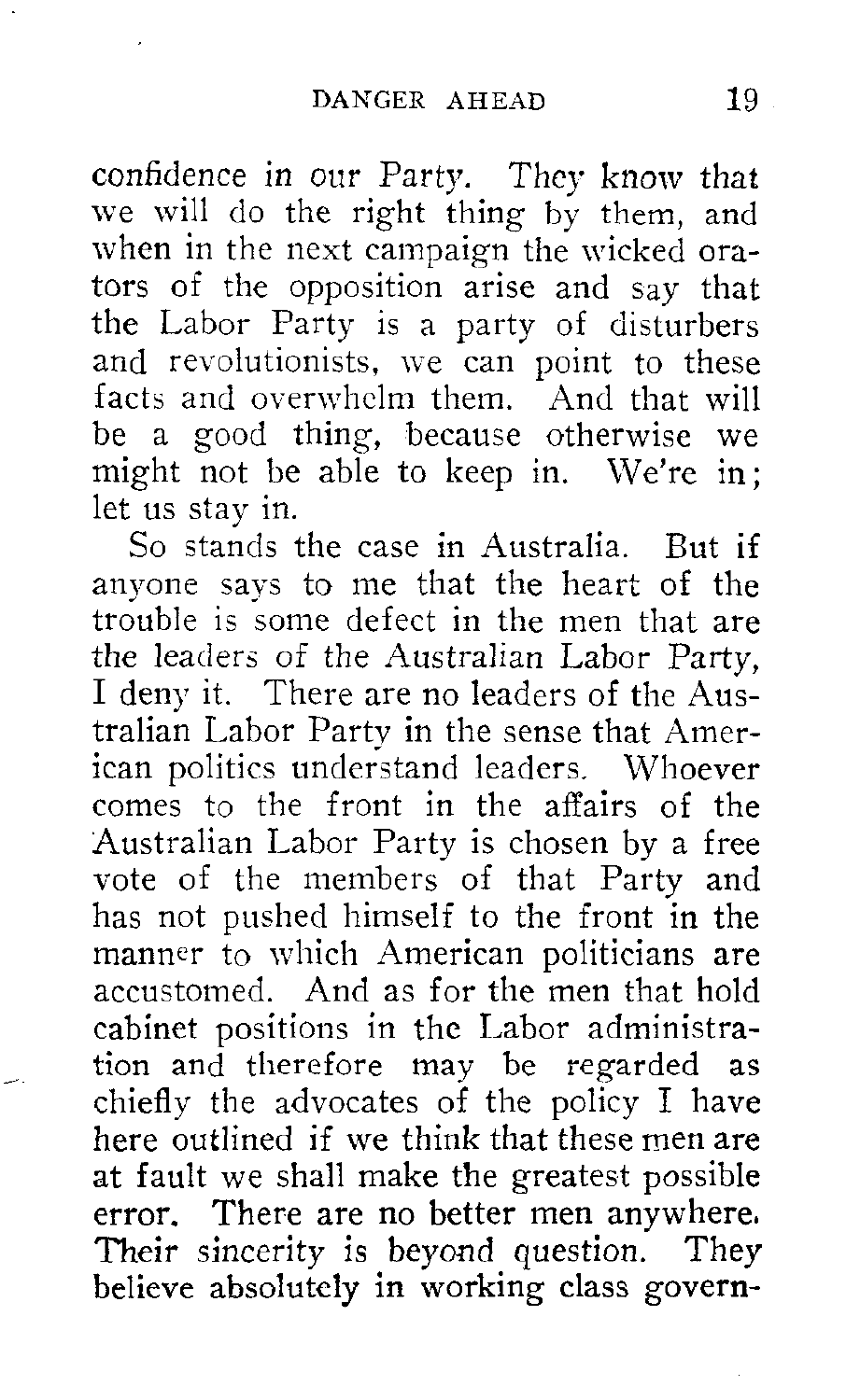confidence in our Party. They know that we will do the right thing by them, and when in the next campaign the wicked orators of the opposition arise and say that the Labor Party is a party of disturbers and revolutionists, we can point to these facts and overwhelm them. And that will be a good thing, because otherwise we might not be able to keep in. We're in; let us stay in.

So stands the case in Australia. But if anyone says to me that the heart of the trouble is some defect in the men that are the leaders of the Australian Labor Party, I deny it. There are no leaders of the Australian Labor Party in the sense that American politics understand leaders. Whoever comes to the front in the affairs of the Australian Labor Party is chosen by a free vote of the members of that Party and has not pushed himself to the front in the manner to which American politicians are accustomed. And as for the men that hold cabinet positions in the Labor administration and therefore may be regarded as chiefly the advocates of the policy I have here outlined if we think that these men are at fault we shall make the greatest possible error. There are no better men anywhere. Their sincerity is beyond question. They believe absolutely in working class govern-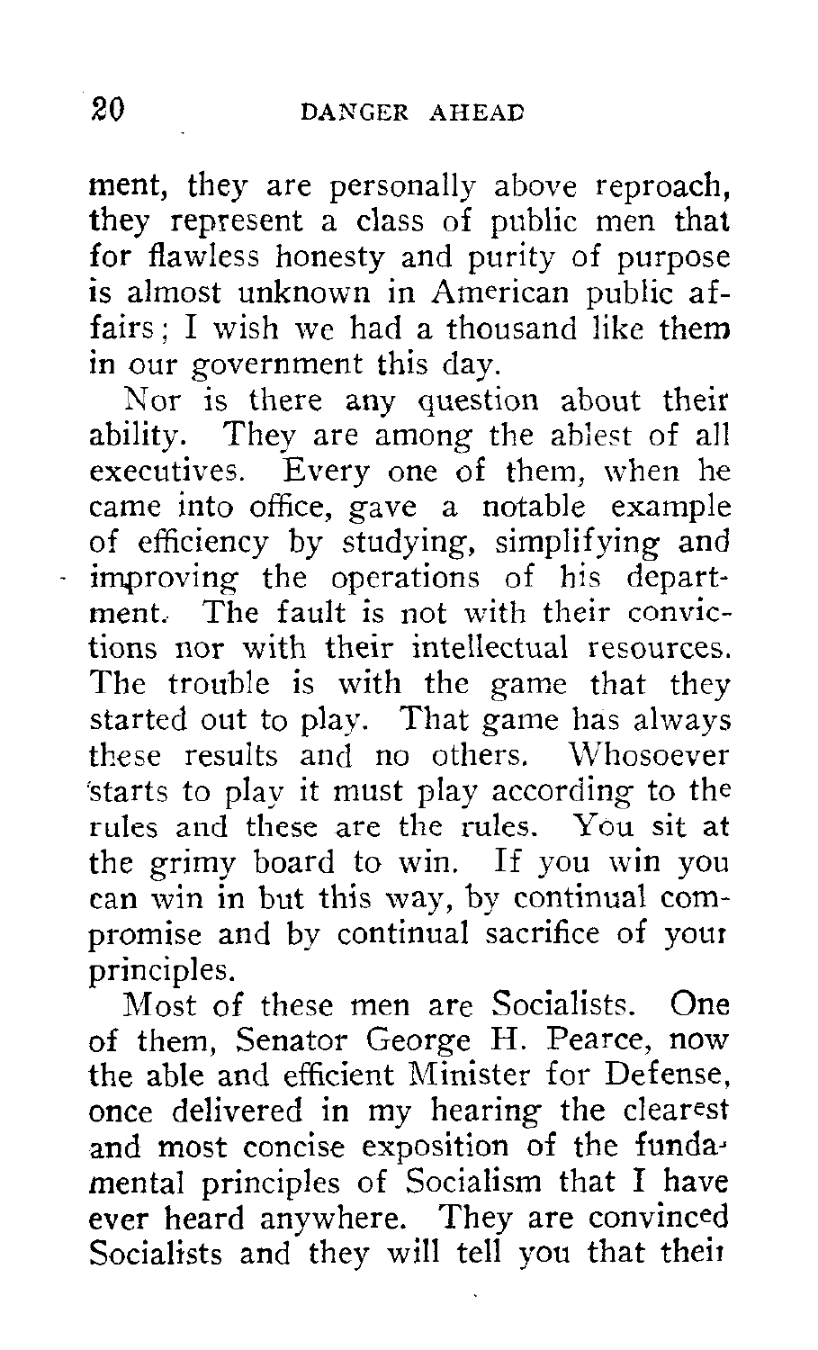ment, they are personally above reproach, they represent a class of public men that for flawless honesty and purity of purpose is almost unknown in American public affairs; I wish we had a thousand like them in our government this day.

Nor is there any question about their ability. They are among the ablest of all executives. Every one of them, when he came into office, gave a notable example of efficiency by studying, simplifying and improving the operations of his department. The fault is not with their convictions nor with their intellectual resources. The trouble is with the game that they started out to play. That game has always these results and no others. Whosoever starts to play it must play according to the rules and these are the rules. You sit at the grimy board to win. If you win you can win in but this way, by continual compromise and by continual sacrifice of your principles.

Most of these men are Socialists. One of them, Senator George H. Pearce, now the able and efficient Minister for Defense, once delivered in my hearing the clearest and most concise exposition of the fundamental principles of Socialism that I have ever heard anywhere. They are convinced Socialists and they will tell you that their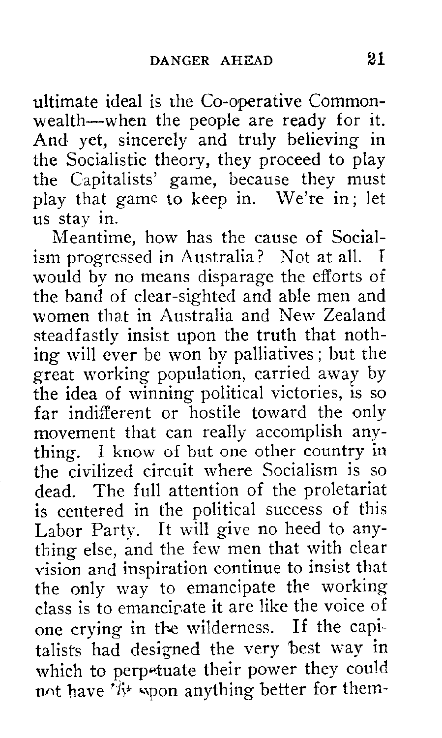ultimate ideal is the Co-operative Commonwealth—when the people are ready for it. And yet, sincerely and truly believing in the Socialistic theory, they proceed to play the Capitalists' game, because they must play that game to keep in. We're in; let us stay in.

Meantime, how has the cause of Socialism progressed in Australia? Not at all. I would by no means disparage the efforts of the band of clear-sighted and able men and women that in Australia and New Zealand steadfastly insist upon the truth that nothing will ever be won by palliatives; but the great working population, carried away by the idea of winning political victories, is so far indifferent or hostile toward the only movement that can really accomplish anything. I know of but one other country in the civilized circuit where Socialism is so dead. The full attention of the proletariat is centered in the political success of this Labor Party. It will give no heed to anything else, and the few men that with clear vision and inspiration continue to insist that the only way to emancipate the working class is to emancipate it are like the voice of one crying in the wilderness. If the capitalists had designed the very best way in which to perpetuate their power they could not have hit upon anything better for them-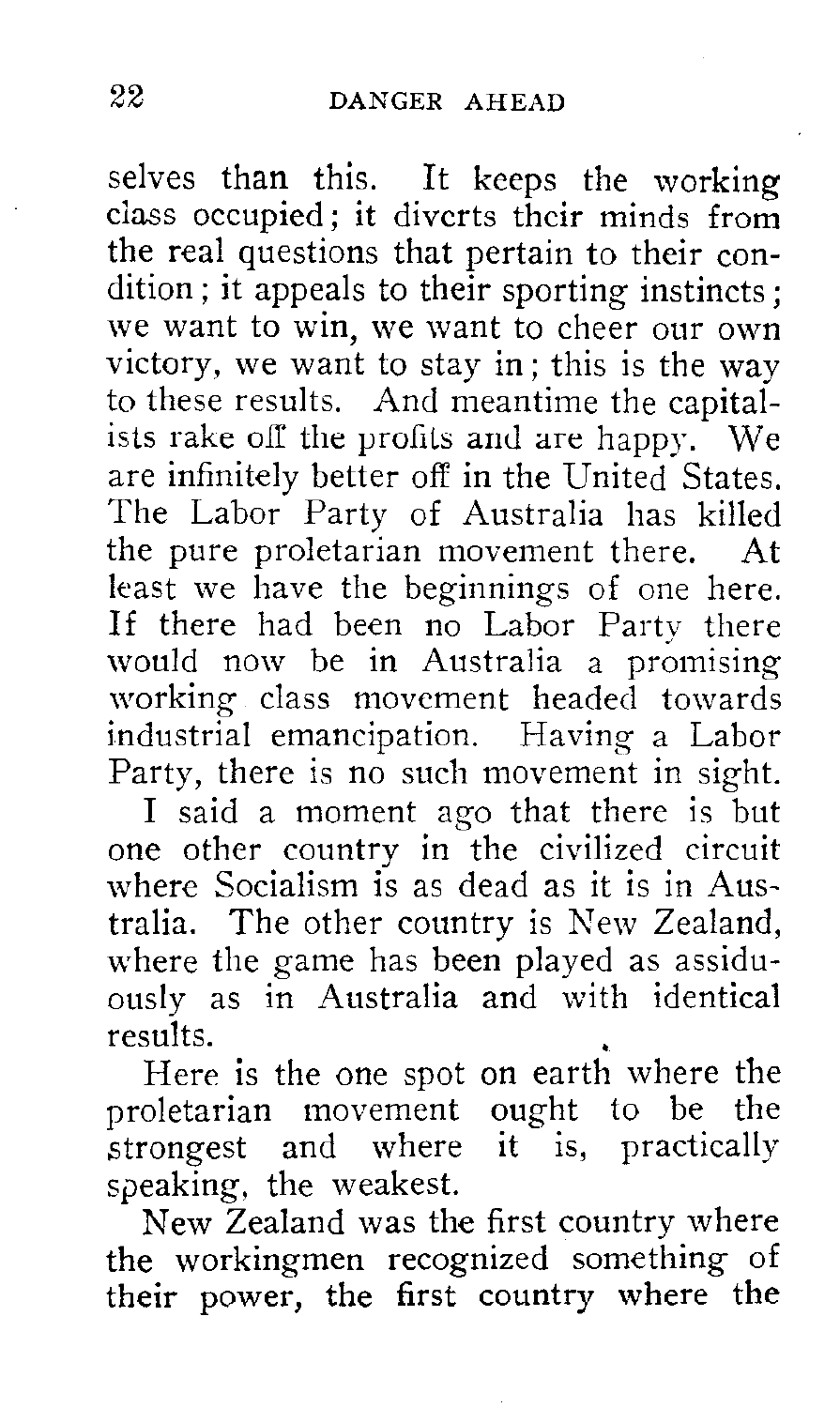selves than this. It keeps the working class occupied; it diverts their minds from the real questions that pertain to their condition; it appeals to their sporting instincts; we want to win, we want to cheer our own victory, we want to stay in; this is the way to these results. And meantime the capitalists rake off the profits and are happy. We are infinitely better off in the United States. The Labor Party of Australia has killed the pure proletarian movement there. At least we have the beginnings of one here. If there had been no Labor Party there would now be in Australia a promising working class movement headed towards industrial emancipation. Having a Labor Party, there is no such movement in sight.

I said a moment ago that there is but one other country in the civilized circuit where Socialism is as dead as it is in Australia. The other country is New Zealand, where the game has been played as assiduously as in Australia and with identical results.

Here is the one spot on earth where the proletarian movement ought to be the strongest and where it is, practically speaking, the weakest.

New Zealand was the first country where the workingmen recognized something of their power, the first country where the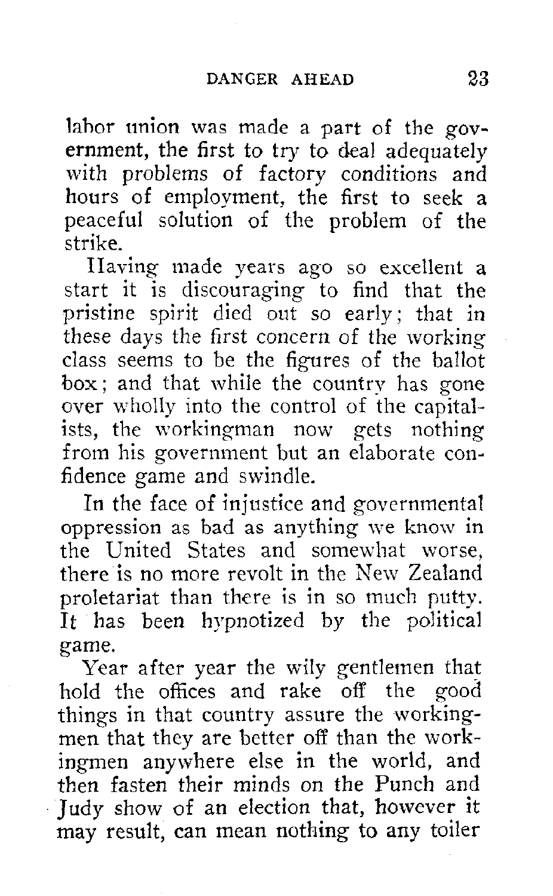labor union was made a part of the government, the first to try to deal adequately with problems of factory conditions and hours of employment, the first to seek a peaceful solution of the problem of the strike.

Having made years ago so excellent a start it is discouraging to find that the pristine spirit died out so early; that in these days the first concern of the working class seems to be the figures of the ballot box; and that while the country has gone over wholly into the control of the capitalists, the workingman now gets nothing from his government but an elaborate confidence game and swindle.

In the face of injustice and governmental oppression as bad as anything we know in the United States and somewhat worse, there is no more revolt in the New Zealand proletariat than there is in so much putty. It has been hypnotized by the political game.

Year after year the wily gentlemen that hold the offices and rake off the good things in that country assure the workingmen that they are better off than the workingmen anywhere else in the world, and then fasten their minds on the Punch and Judy show of an election that, however it may result, can mean nothing to any toiler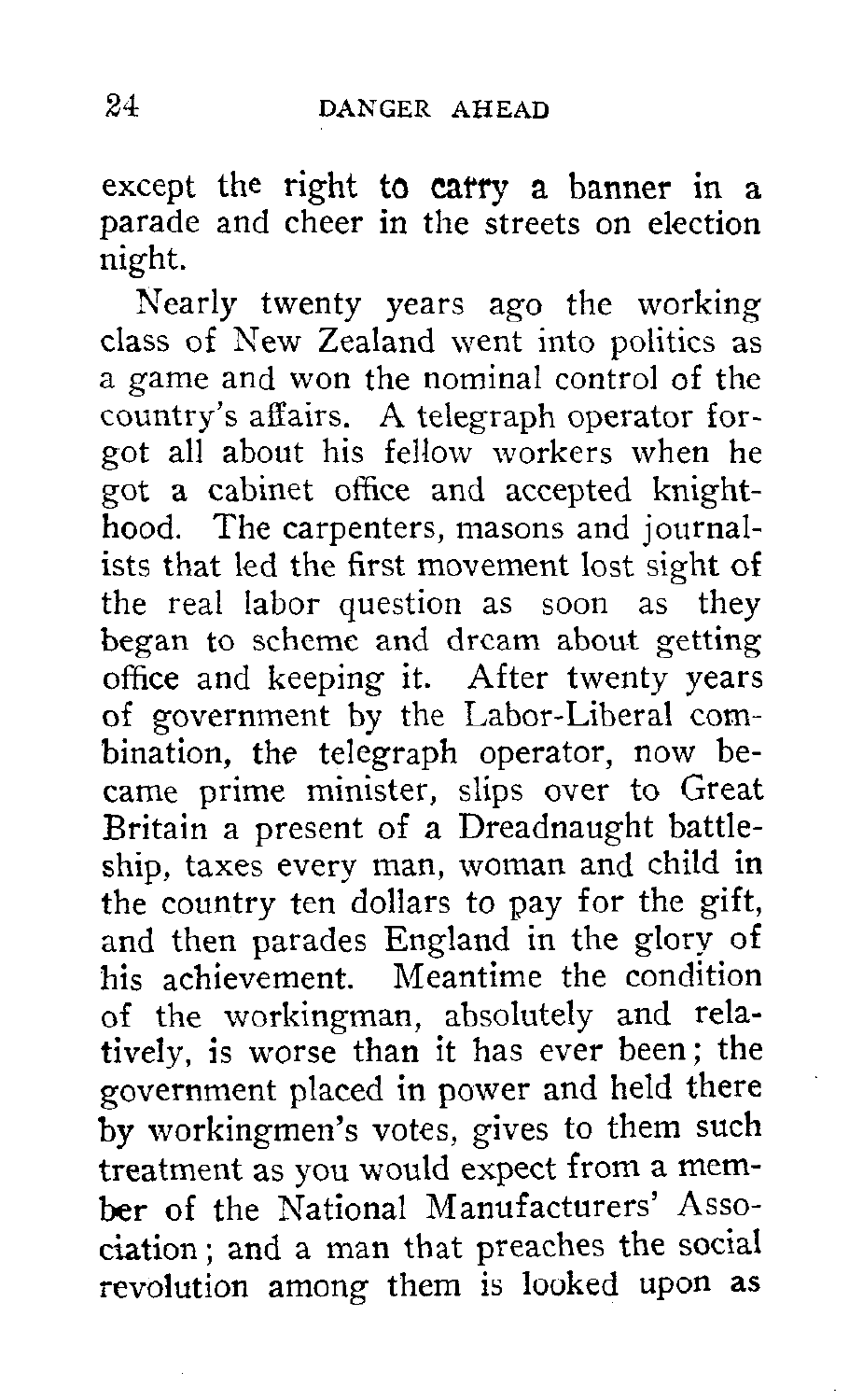except the right to carry a banner in a parade and cheer in the streets on election night.

Nearly twenty years ago the working class of New Zealand went into politics as a game and won the nominal control of the country's affairs. A telegraph operator forgot all about his fellow workers when he got a cabinet office and accepted knighthood. The carpenters, masons and journalists that led the first movement lost sight of the real labor question as soon as they began to scheme and dream about getting office and keeping it. After twenty years of government by the Labor-Liberal combination, the telegraph operator, now became prime minister, slips over to Great Britain a present of a Dreadnaught battleship, taxes every man, woman and child in the country ten dollars to pay for the gift, and then parades England in the glory of his achievement. Meantime the condition of the workingman, absolutely and relatively, is worse than it has ever been; the government placed in power and held there by workingmen's votes, gives to them such treatment as you would expect from a member of the National Manufacturers' Association; and a man that preaches the social revolution among them is looked upon as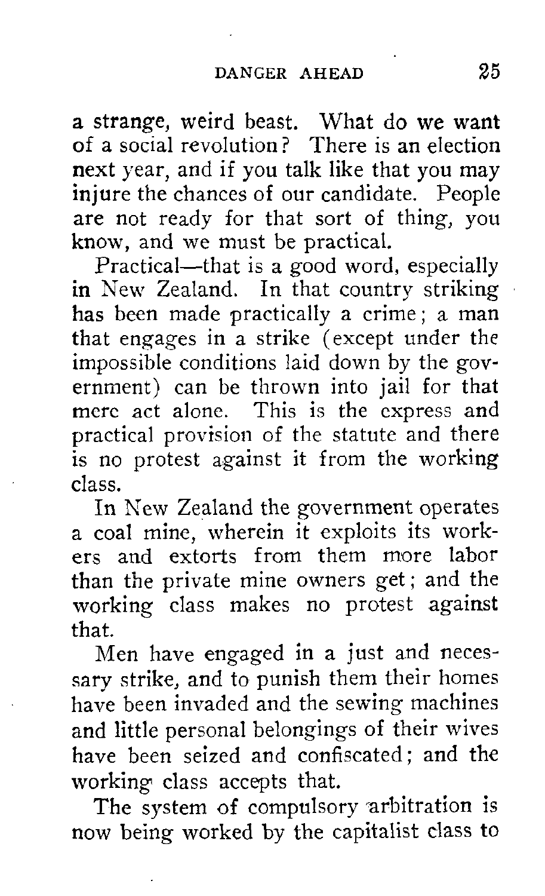a strange, weird beast. What do we want of a social revolution? There is an election next year, and if you talk like that you may injure the chances of our candidate. People are not ready for that sort of thing, you know, and we must be practical.

Practical—that is a good word, especially in New Zealand. In that country striking has been made practically a crime; a man that engages in a strike (except under the impossible conditions laid down by the government) can be thrown into jail for that mere act alone. This is the express and practical provision of the statute and there is no protest against it from the working class.

In New Zealand the government operates a coal mine, wherein it exploits its workers and extorts from them more labor than the private mine owners get; and the working class makes no protest against that.

Men have engaged in a just and necessary strike, and to punish them their homes have been invaded and the sewing machines and little personal belongings of their wives have been seized and confiscated; and the working class accepts that.

The system of compulsory arbitration is now being worked by the capitalist class to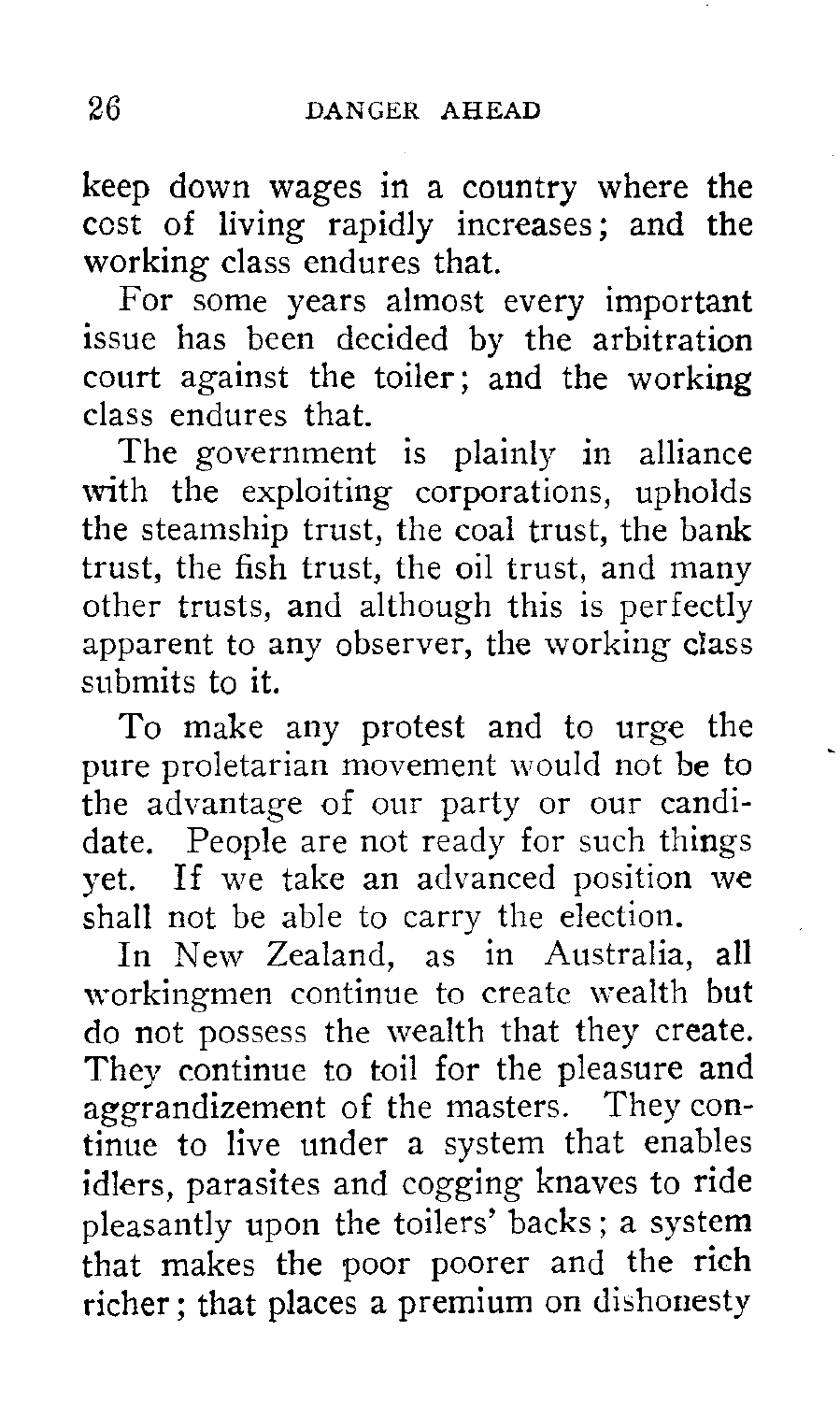keep down wages in a country where the cost of living rapidly increases; and the working class endures that.

For some years almost every important issue has been decided by the arbitration court against the toiler; and the working class endures that.

The government is plainly in alliance with the exploiting corporations, upholds the steamship trust, the coal trust, the bank trust, the fish trust, the oil trust, and many other trusts, and although this is perfectly apparent to any observer, the working class submits to it.

To make any protest and to urge the pure proletarian movement would not be to the advantage of our party or our candidate. People are not ready for such things yet. If we take an advanced position we shall not be able to carry the election.

In New Zealand, as in Australia, all workingmen continue to create wealth but do not possess the wealth that they create. They continue to toil for the pleasure and aggrandizement of the masters. They continue to live under a system that enables idlers, parasites and cogging knaves to ride pleasantly upon the toilers' backs; a system that makes the poor poorer and the rich richer; that places a premium on dishonesty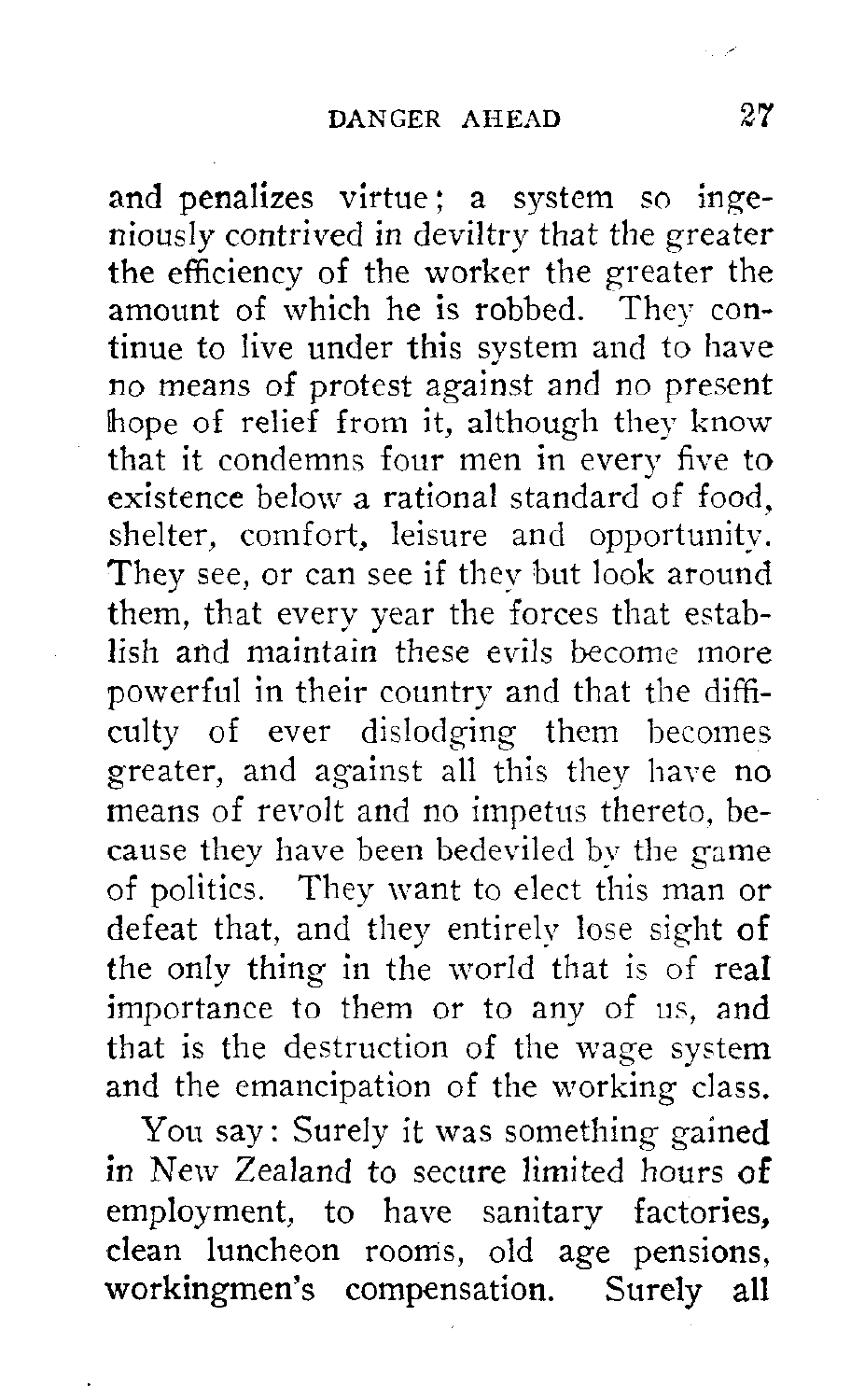and penalizes virtue; a system so ingeniously contrived in deviltry that the greater the efficiency of the worker the greater the amount of which he is robbed. They continue to live under this system and to have no means of protest against and no present hope of relief from it, although they know that it condemns four men in every five to existence below a rational standard of food, shelter, comfort, leisure and opportunity. They see, or can see if they but look around them, that every year the forces that establish and maintain these evils become more powerful in their country and that the difficulty of ever dislodging them becomes greater, and against all this they have no means of revolt and no impetus thereto, because they have been bedeviled by the game of politics. They want to elect this man or defeat that, and they entirely lose sight of the only thing in the world that is of real importance to them or to any of us, and that is the destruction of the wage system and the emancipation of the working class.

You say: Surely it was something gained in New Zealand to secure limited hours of employment, to have sanitary factories, clean luncheon rooms, old age pensions, workingmen's compensation. Surely all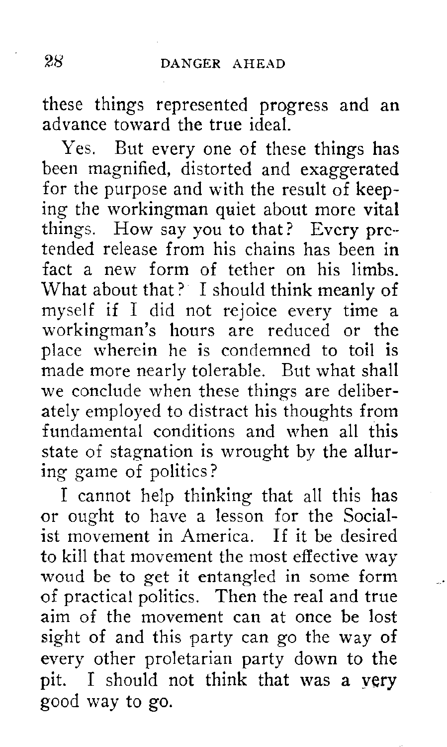these things represented progress and an advance toward the true ideal.

Yes. But every one of these things has been magnified, distorted and exaggerated for the purpose and with the result of keeping the workingman quiet about more vital things. How say you to that? Every pretended release from his chains has been in fact a new form of tether on his limbs. What about that? I should think meanly of myself if I did not rejoice every time a workingman's hours are reduced or the place wherein he is condemned to toil is made more nearly tolerable. But what shall we conclude when these things are deliberately employed to distract his thoughts from fundamental conditions and when all this state of stagnation is wrought by the alluring game of politics?

I cannot help thinking that all this has or ought to have a lesson for the Socialist movement in America. If it be desired to kill that movement the most effective way woud be to get it entangled in some form of practical politics. Then the real and true aim of the movement can at once be lost sight of and this party can go the way of every other proletarian party down to the pit. I should not think that was a very good way to go.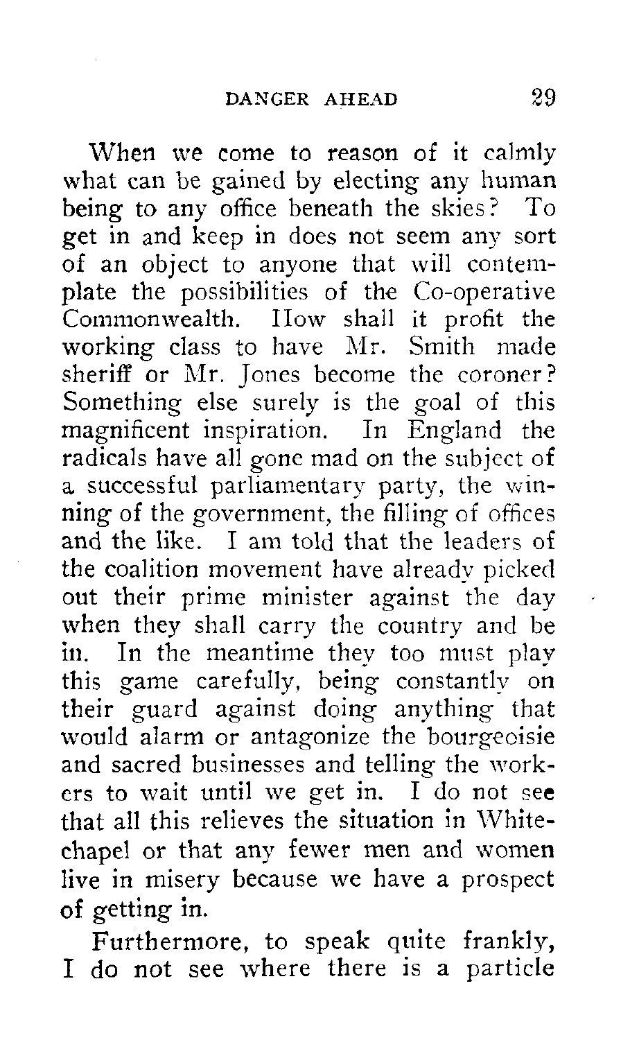When we come to reason of it calmly what can be gained by electing any human being to any office beneath the skies? To get in and keep in does not seem any sort of an object to anyone that will contemplate the possibilities of the Co-operative Commonwealth. How shall it profit the working class to have Mr. Smith made sheriff or Mr. Jones become the coroner? Something else surely is the goal of this magnificent inspiration. In England the radicals have all gone mad on the subject of a successful parliamentary party, the winning of the government, the filling of offices and the like. I am told that the leaders of the coalition movement have already picked out their prime minister against the day when they shall carry the country and be in. In the meantime they too must play this game carefully, being constantly on their guard against doing anything that would alarm or antagonize the bourgeoisie and sacred businesses and telling the workers to wait until we get in. I do not see that all this relieves the situation in Whitechapel or that any fewer men and women live in misery because we have a prospect of getting in.

Furthermore, to speak quite frankly, I do not see where there is a particle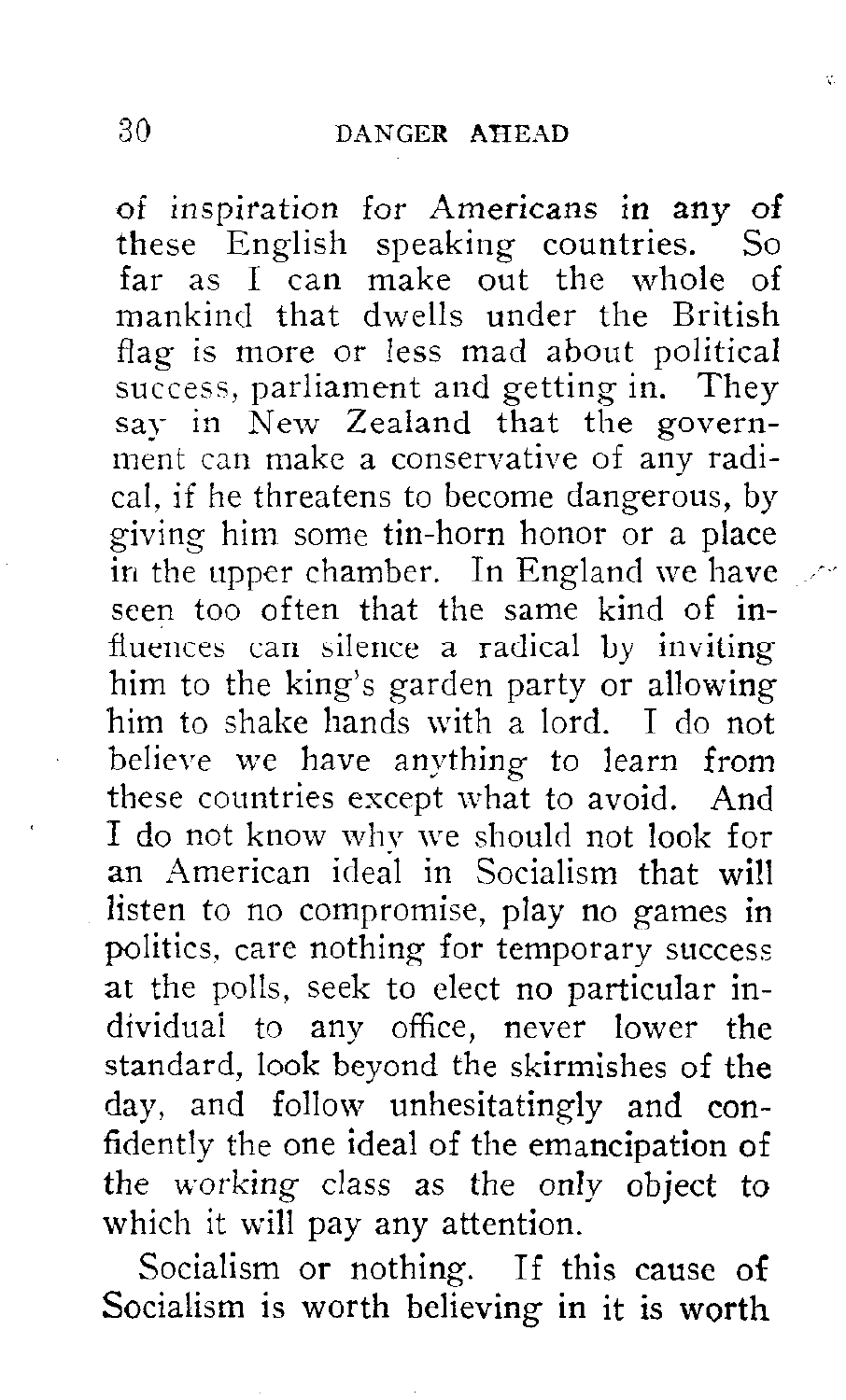of inspiration for Americans in any of these English speaking countries. So far as I can make out the whole of mankind that dwells under the British flag is more or less mad about political success, parliament and getting in. They say in New Zealand that the government can make a conservative of any radical, if he threatens to become dangerous, by giving him some tin-horn honor or a place in the upper chamber. In England we have seen too often that the same kind of influences can silence a radical by inviting him to the king's garden party or allowing him to shake hands with a lord. I do not believe we have anything to learn from these countries except what to avoid. And I do not know why we should not look for an American ideal in Socialism that will listen to no compromise, play no games in politics, care nothing for temporary success at the polls, seek to elect no particular individual to any office, never lower the standard, look beyond the skirmishes of the day, and follow unhesitatingly and confidently the one ideal of the emancipation of the working class as the only object to which it will pay any attention.

Socialism or nothing. If this cause of Socialism is worth believing in it is worth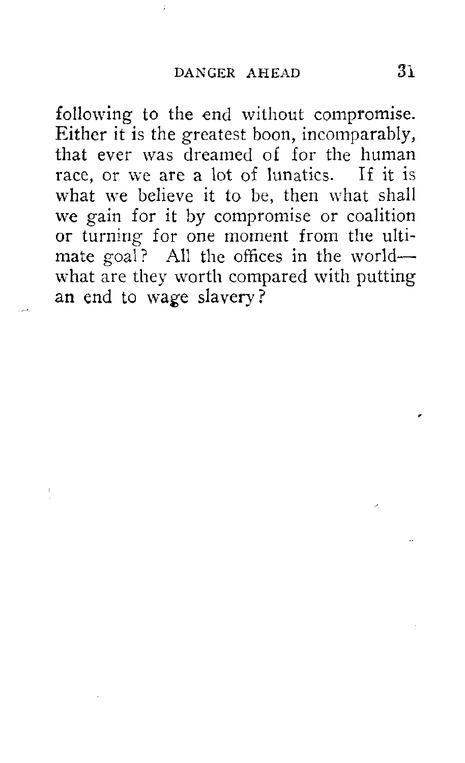following to the end without compromise. Either it is the greatest boon, incomparably, that ever was dreamed of for the human race, or we are a lot of lunatics. If it is what we believe it to be, then what shall we gain for it by compromise or coalition or turning for one moment from the ultimate goal? All the offices in the world—what are they worth compared with putting an end to wage slavery?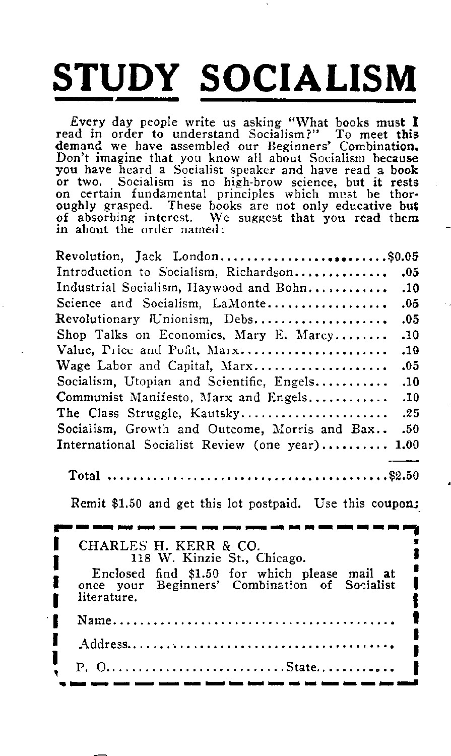# STUDY SOCIALISM

Every day people write us asking "What books must I read in order to understand Socialism?" To meet this demand we have assembled our Beginners' Combination. Don't imagine that you know all about Socialism because you have heard a Socialist speaker and have read a book or two. Socialism is no high-brow science, but it rests on certain fundamental principles which must be thoroughly grasped. These books are not only educative but of absorbing interest. We suggest that you read them in about the order named:

| | |
|---|---|
| Revolution, Jack London | $0.05 |
| Introduction to Socialism, Richardson | .05 |
| Industrial Socialism, Haywood and Bohn | .10 |
| Science and Socialism, LaMonte | .05 |
| Revolutionary Unionism, Debs | .05 |
| Shop Talks on Economics, Mary E. Marcy | .10 |
| Value, Price and Pofit, Marx | .10 |
| Wage Labor and Capital, Marx | .05 |
| Socialism, Utopian and Scientific, Engels | .10 |
| Communist Manifesto, Marx and Engels | .10 |
| The Class Struggle, Kautsky | .25 |
| Socialism, Growth and Outcome, Morris and Bax | .50 |
| International Socialist Review (one year) | 1.00 |
| Total | $2.50 |

Remit $1.50 and get this lot postpaid. Use this coupon:

CHARLES H. KERR & CO.
118 W. Kinzie St., Chicago.

Enclosed find $1.50 for which please mail at once your Beginners' Combination of Socialist literature.

Name..........................................

Address..........................................

P. O.............................State............